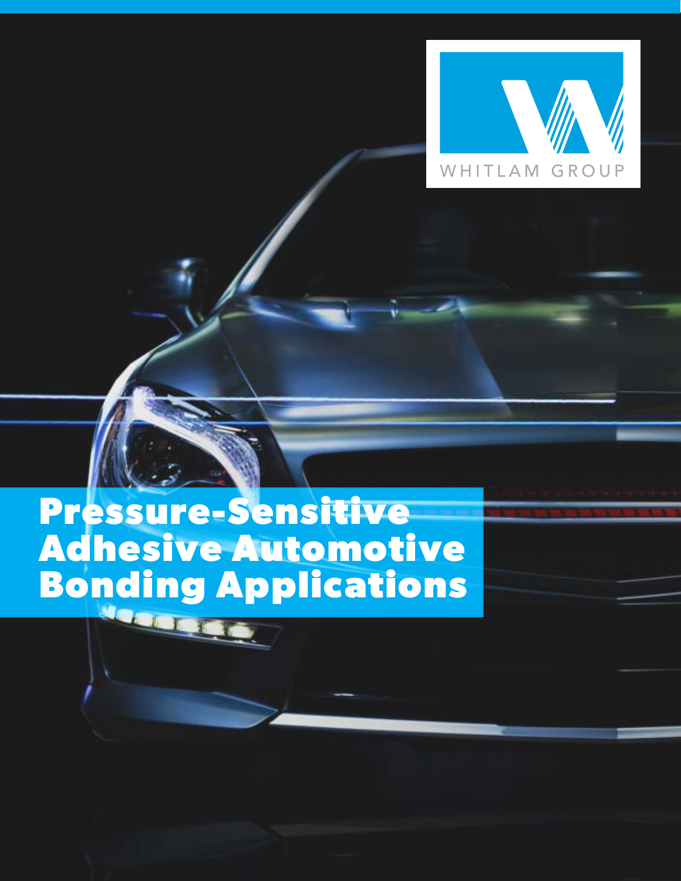WHITLAM GROUP

# Pressure-Sensitive Adhesive Automotive Bonding Applications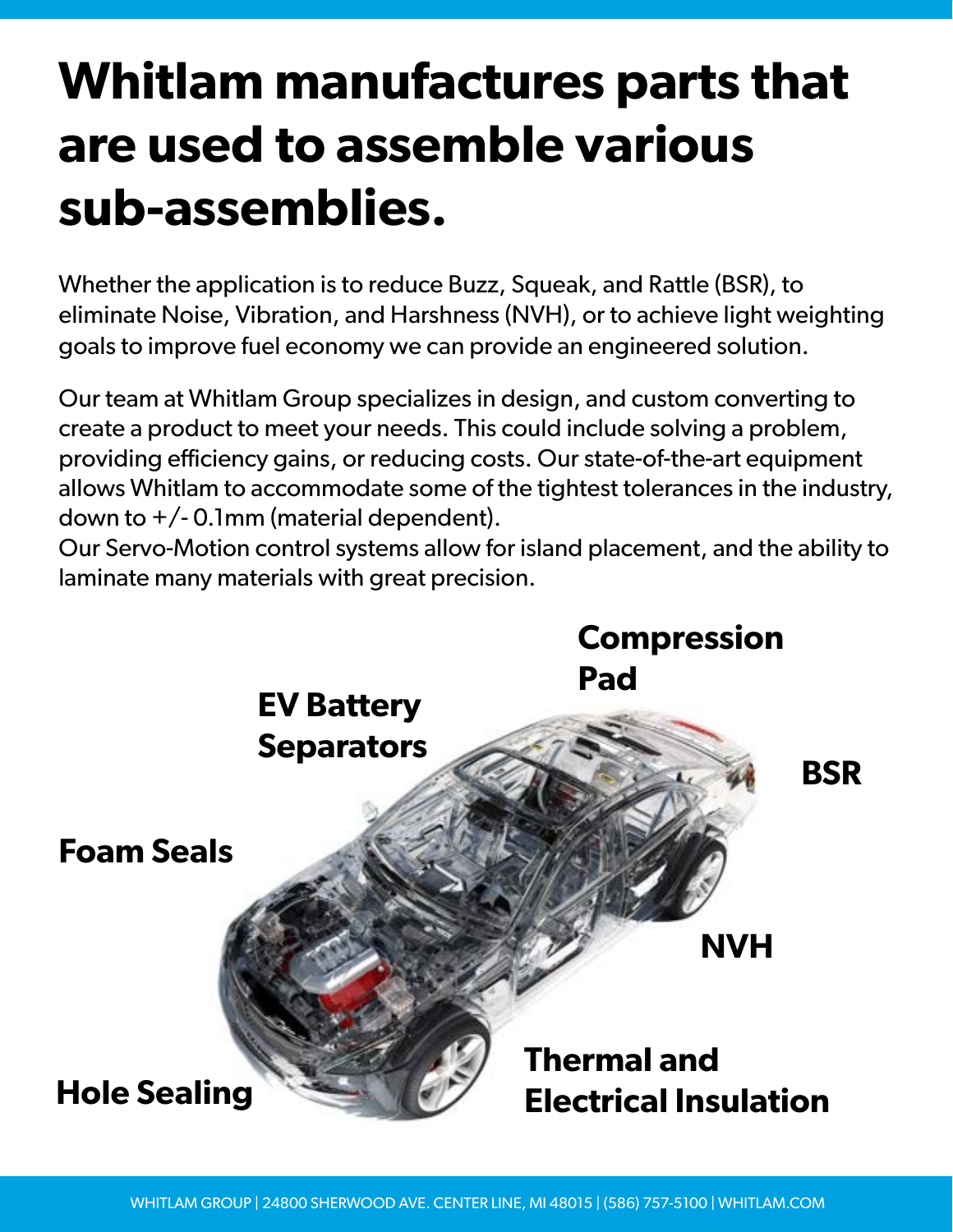# Whitlam manufactures parts that are used to assemble various sub-assemblies.

Whether the application is to reduce Buzz, Squeak, and Rattle (BSR), to eliminate Noise, Vibration, and Harshness (NVH), or to achieve light weighting goals to improve fuel economy we can provide an engineered solution.

Our team at Whitlam Group specializes in design, and custom converting to create a product to meet your needs. This could include solving a problem, providing efficiency gains, or reducing costs. Our state-of-the-art equipment allows Whitlam to accommodate some of the tightest tolerances in the industry, down to +/- 0.1mm (material dependent).
Our Servo-Motion control systems allow for island placement, and the ability to laminate many materials with great precision.

**Compression Pad**

**EV Battery Separators**

**BSR**

**Foam Seals**

**NVH**

**Thermal and Electrical Insulation**

**Hole Sealing**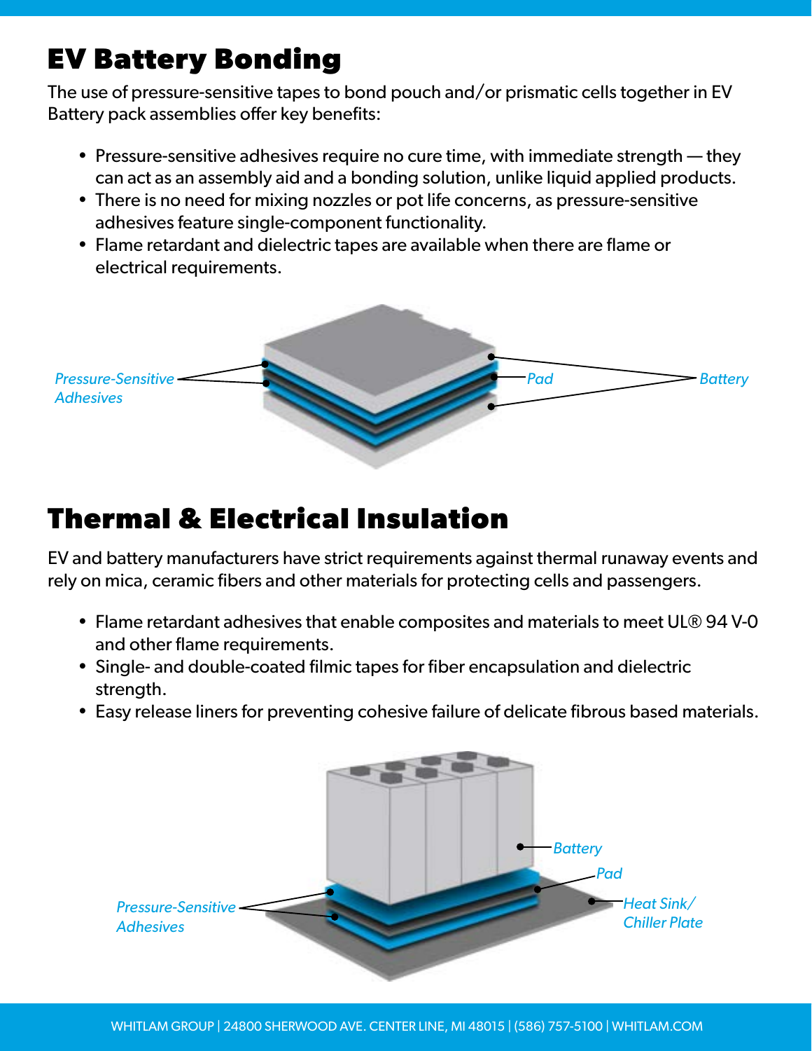# EV Battery Bonding

The use of pressure-sensitive tapes to bond pouch and/or prismatic cells together in EV Battery pack assemblies offer key benefits:

- Pressure-sensitive adhesives require no cure time, with immediate strength — they can act as an assembly aid and a bonding solution, unlike liquid applied products.
- There is no need for mixing nozzles or pot life concerns, as pressure-sensitive adhesives feature single-component functionality.
- Flame retardant and dielectric tapes are available when there are flame or electrical requirements.

Pressure-Sensitive Adhesives

Pad

Battery

# Thermal & Electrical Insulation

EV and battery manufacturers have strict requirements against thermal runaway events and rely on mica, ceramic fibers and other materials for protecting cells and passengers.

- Flame retardant adhesives that enable composites and materials to meet UL® 94 V-0 and other flame requirements.
- Single- and double-coated filmic tapes for fiber encapsulation and dielectric strength.
- Easy release liners for preventing cohesive failure of delicate fibrous based materials.

Battery

Pad

Heat Sink/ Chiller Plate

Pressure-Sensitive Adhesives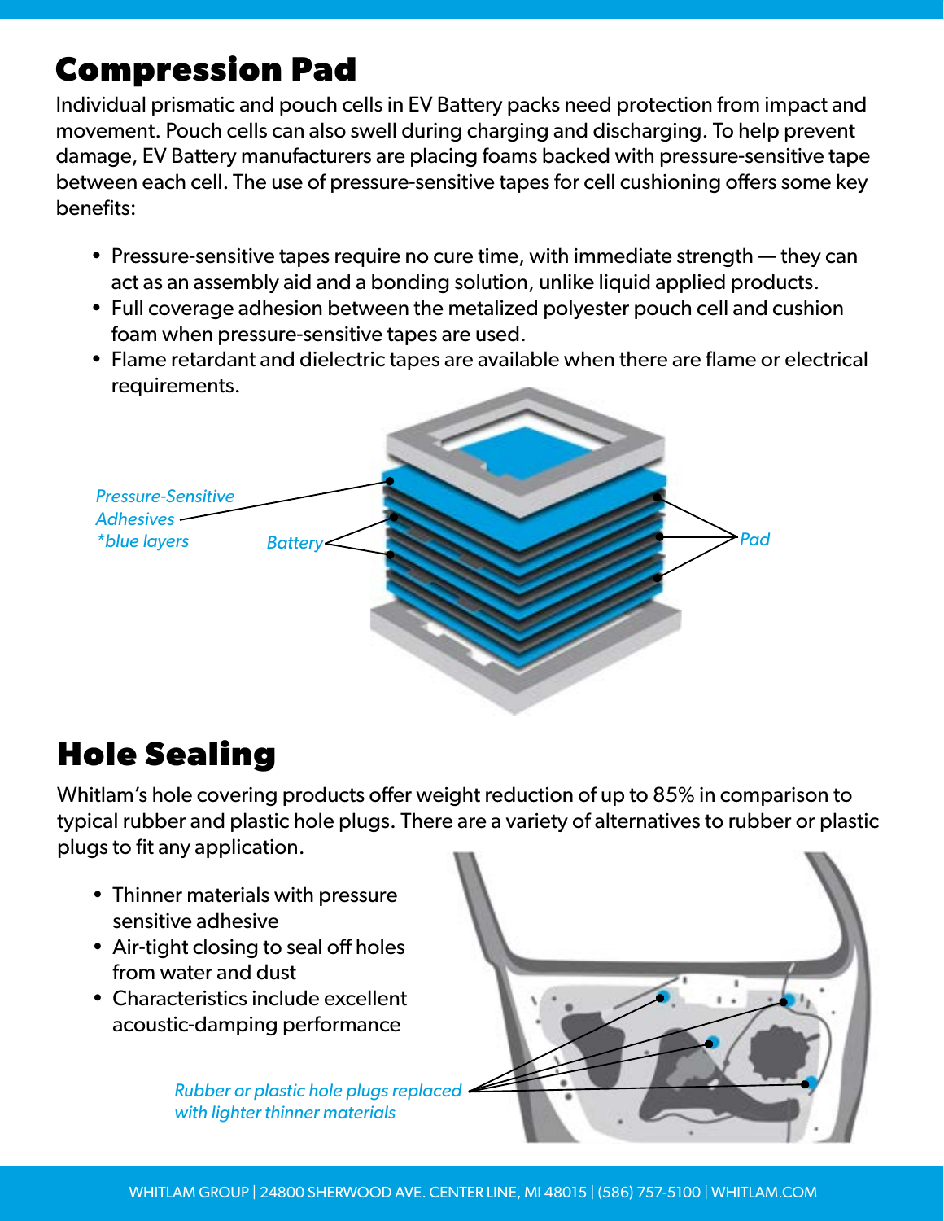# Compression Pad

Individual prismatic and pouch cells in EV Battery packs need protection from impact and movement. Pouch cells can also swell during charging and discharging. To help prevent damage, EV Battery manufacturers are placing foams backed with pressure-sensitive tape between each cell. The use of pressure-sensitive tapes for cell cushioning offers some key benefits:

- Pressure-sensitive tapes require no cure time, with immediate strength — they can act as an assembly aid and a bonding solution, unlike liquid applied products.
- Full coverage adhesion between the metalized polyester pouch cell and cushion foam when pressure-sensitive tapes are used.
- Flame retardant and dielectric tapes are available when there are flame or electrical requirements.

*Pressure-Sensitive Adhesives *blue layers*

*Battery*

*Pad*

# Hole Sealing

Whitlam's hole covering products offer weight reduction of up to 85% in comparison to typical rubber and plastic hole plugs. There are a variety of alternatives to rubber or plastic plugs to fit any application.

- Thinner materials with pressure sensitive adhesive
- Air-tight closing to seal off holes from water and dust
- Characteristics include excellent acoustic-damping performance

*Rubber or plastic hole plugs replaced with lighter thinner materials*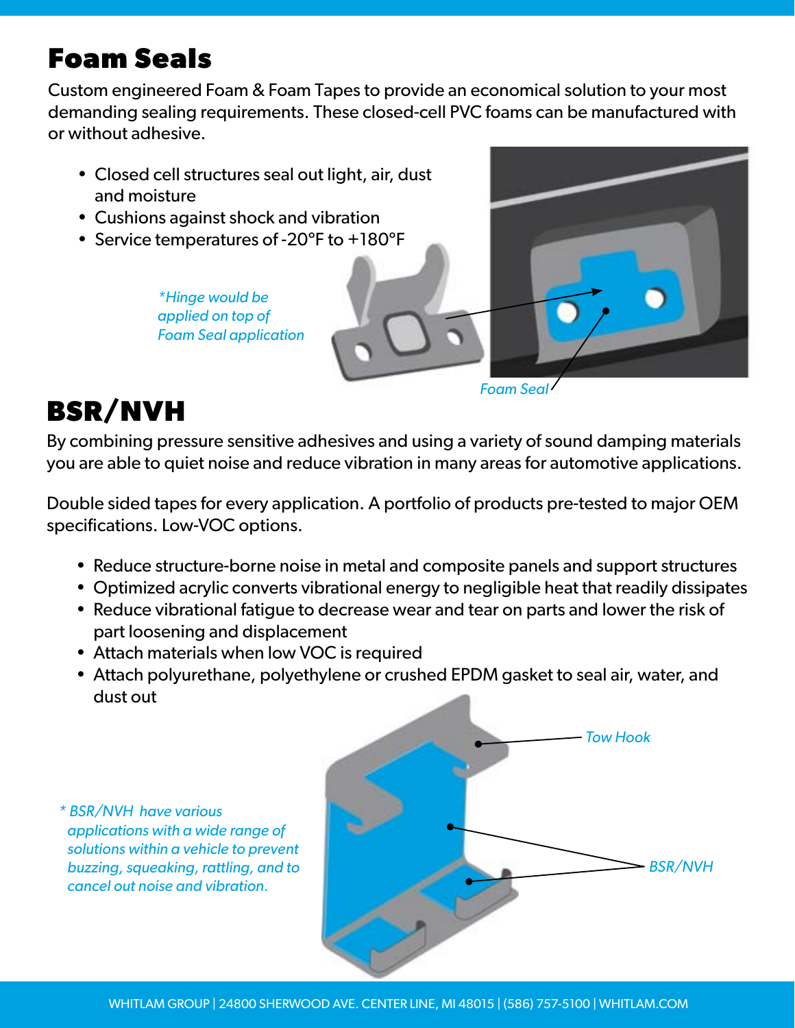# Foam Seals

Custom engineered Foam & Foam Tapes to provide an economical solution to your most demanding sealing requirements. These closed-cell PVC foams can be manufactured with or without adhesive.

- Closed cell structures seal out light, air, dust and moisture
- Cushions against shock and vibration
- Service temperatures of -20°F to +180°F

*\*Hinge would be applied on top of Foam Seal application*

*Foam Seal*

# BSR/NVH

By combining pressure sensitive adhesives and using a variety of sound damping materials you are able to quiet noise and reduce vibration in many areas for automotive applications.

Double sided tapes for every application. A portfolio of products pre-tested to major OEM specifications. Low-VOC options.

- Reduce structure-borne noise in metal and composite panels and support structures
- Optimized acrylic converts vibrational energy to negligible heat that readily dissipates
- Reduce vibrational fatigue to decrease wear and tear on parts and lower the risk of part loosening and displacement
- Attach materials when low VOC is required
- Attach polyurethane, polyethylene or crushed EPDM gasket to seal air, water, and dust out

*Tow Hook*

*BSR/NVH*

*\* BSR/NVH have various applications with a wide range of solutions within a vehicle to prevent buzzing, squeaking, rattling, and to cancel out noise and vibration.*

WHITLAM GROUP | 24800 SHERWOOD AVE. CENTER LINE, MI 48015 | (586) 757-5100 | WHITLAM.COM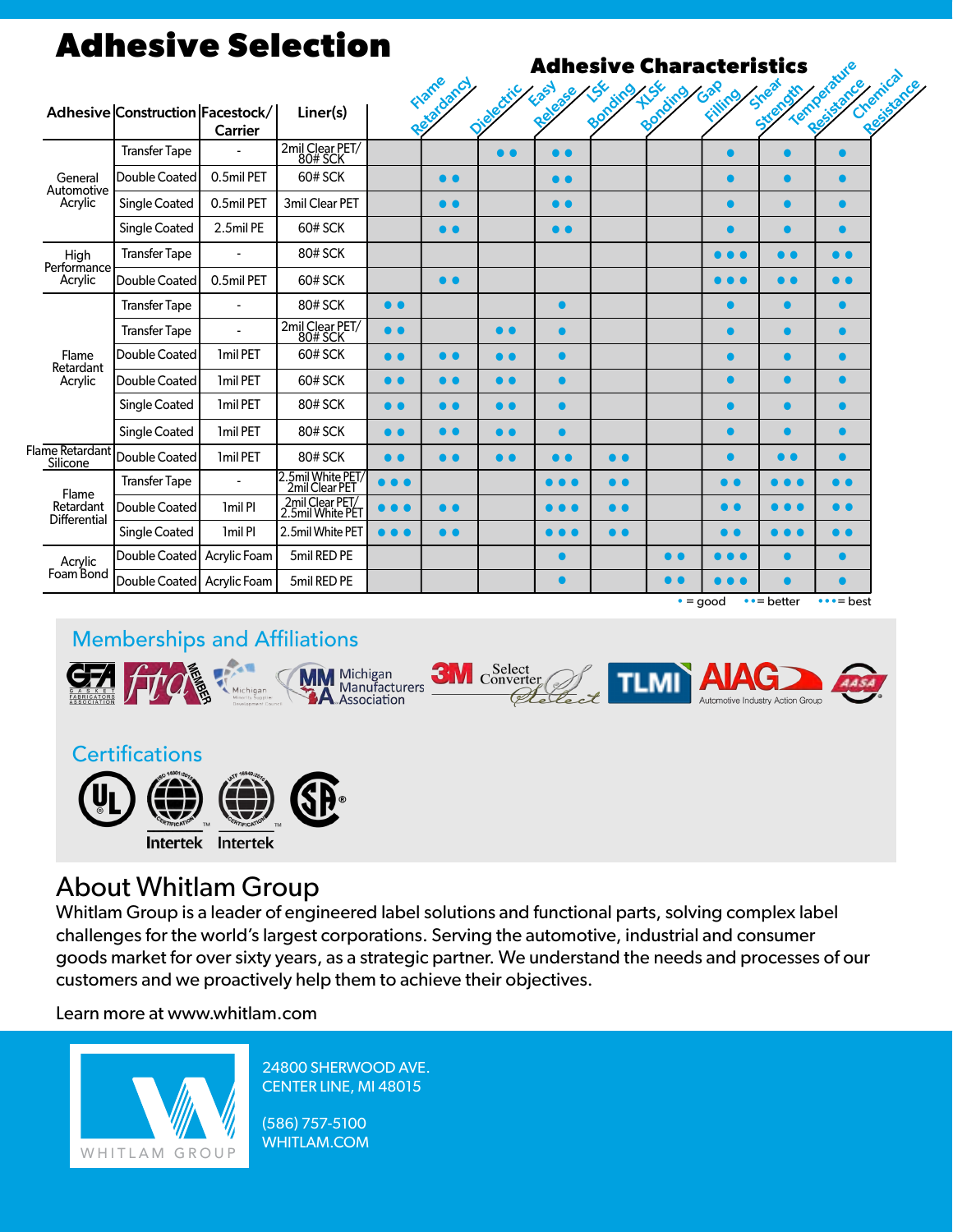# Adhesive Selection

## Adhesive Characteristics

| Adhesive | Construction | Facestock/Carrier | Liner(s) | Flame Retardancy | Dielectric | Easy Release | LSE Bonding | XLSE Bonding | Gap Filling | Shear Strength | Temperature Resistance | Chemical Resistance |
|---|---|---|---|---|---|---|---|---|---|---|---|---|
| General Automotive Acrylic | Transfer Tape | - | 2mil Clear PET/ 80# SCK | | | •• | •• | | | • | • | • |
| | Double Coated | 0.5mil PET | 60# SCK | | •• | | •• | | | • | • | • |
| | Single Coated | 0.5mil PET | 3mil Clear PET | | •• | | •• | | | • | • | • |
| | Single Coated | 2.5mil PE | 60# SCK | | •• | | •• | | | • | • | • |
| High Performance Acrylic | Transfer Tape | - | 80# SCK | | | | | | | ••• | •• | •• |
| | Double Coated | 0.5mil PET | 60# SCK | | •• | | | | | ••• | •• | •• |
| Flame Retardant Acrylic | Transfer Tape | - | 80# SCK | •• | | | • | | | • | • | • |
| | Transfer Tape | - | 2mil Clear PET/ 80# SCK | •• | | •• | • | | | • | • | • |
| | Double Coated | 1mil PET | 60# SCK | •• | •• | •• | • | | | • | • | • |
| | Double Coated | 1mil PET | 60# SCK | •• | •• | •• | • | | | • | • | • |
| | Single Coated | 1mil PET | 80# SCK | •• | •• | •• | • | | | • | • | • |
| | Single Coated | 1mil PET | 80# SCK | •• | •• | •• | • | | | • | • | • |
| Flame Retardant Silicone | Double Coated | 1mil PET | 80# SCK | •• | •• | •• | •• | •• | | • | •• | • |
| Flame Retardant Differential | Transfer Tape | - | 2.5mil White PET/ 2mil Clear PET | ••• | | | ••• | •• | | •• | ••• | •• |
| | Double Coated | 1mil PI | 2mil Clear PET/ 2.5mil White PET | ••• | •• | | ••• | •• | | •• | ••• | •• |
| | Single Coated | 1mil PI | 2.5mil White PET | ••• | •• | | ••• | •• | | •• | ••• | •• |
| Acrylic Foam Bond | Double Coated | Acrylic Foam | 5mil RED PE | | | | • | | •• | ••• | • | • |
| | Double Coated | Acrylic Foam | 5mil RED PE | | | | • | | •• | ••• | • | • |

• = good ••= better •••= best

## Memberships and Affiliations

GFA Gasket Fabricators Association · FTA Member · Michigan Minority Supplier Development Council · MMA Michigan Manufacturers Association · 3M Select Converter · TLMI · AIAG Automotive Industry Action Group · AASA

## Certifications

UL · Intertek ISO 14001:2015 · Intertek IATF 16949:2016 · CSA

# About Whitlam Group

Whitlam Group is a leader of engineered label solutions and functional parts, solving complex label challenges for the world's largest corporations. Serving the automotive, industrial and consumer goods market for over sixty years, as a strategic partner. We understand the needs and processes of our customers and we proactively help them to achieve their objectives.

Learn more at www.whitlam.com

WHITLAM GROUP

24800 SHERWOOD AVE.
CENTER LINE, MI 48015

(586) 757-5100
WHITLAM.COM